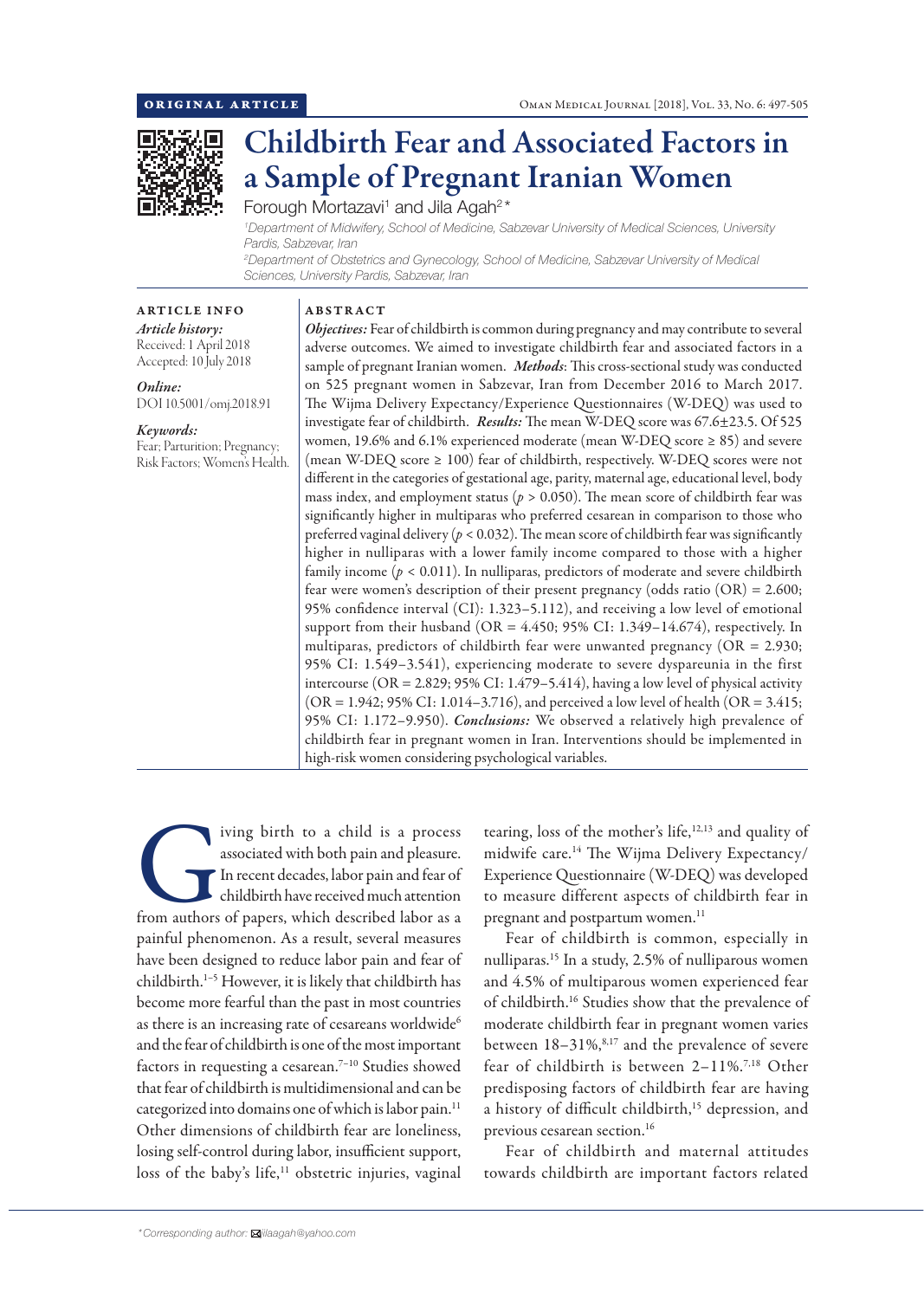ORIGINAL ARTICLE

# Childbirth Fear and Associated Factors in a Sample of Pregnant Iranian Women

Forough Mortazavi[1] and Jila Agah[2]*

[1]Department of Midwifery, School of Medicine, Sabzevar University of Medical Sciences, University Pardis, Sabzevar, Iran

[2]Department of Obstetrics and Gynecology, School of Medicine, Sabzevar University of Medical Sciences, University Pardis, Sabzevar, Iran

## ARTICLE INFO

*Article history:*
Received: 1 April 2018
Accepted: 10 July 2018

*Online:*
DOI 10.5001/omj.2018.91

*Keywords:*
Fear; Parturition; Pregnancy; Risk Factors; Women's Health.

## ABSTRACT

***Objectives:*** Fear of childbirth is common during pregnancy and may contribute to several adverse outcomes. We aimed to investigate childbirth fear and associated factors in a sample of pregnant Iranian women. ***Methods***: This cross-sectional study was conducted on 525 pregnant women in Sabzevar, Iran from December 2016 to March 2017. The Wijma Delivery Expectancy/Experience Questionnaires (W-DEQ) was used to investigate fear of childbirth. ***Results:*** The mean W-DEQ score was 67.6±23.5. Of 525 women, 19.6% and 6.1% experienced moderate (mean W-DEQ score ≥ 85) and severe (mean W-DEQ score ≥ 100) fear of childbirth, respectively. W-DEQ scores were not different in the categories of gestational age, parity, maternal age, educational level, body mass index, and employment status ($p > 0.050$). The mean score of childbirth fear was significantly higher in multiparas who preferred cesarean in comparison to those who preferred vaginal delivery ($p < 0.032$). The mean score of childbirth fear was significantly higher in nulliparas with a lower family income compared to those with a higher family income ($p < 0.011$). In nulliparas, predictors of moderate and severe childbirth fear were women's description of their present pregnancy (odds ratio (OR) = 2.600; 95% confidence interval (CI): 1.323–5.112), and receiving a low level of emotional support from their husband (OR = 4.450; 95% CI: 1.349–14.674), respectively. In multiparas, predictors of childbirth fear were unwanted pregnancy (OR = 2.930; 95% CI: 1.549–3.541), experiencing moderate to severe dyspareunia in the first intercourse (OR = 2.829; 95% CI: 1.479–5.414), having a low level of physical activity (OR = 1.942; 95% CI: 1.014–3.716), and perceived a low level of health (OR = 3.415; 95% CI: 1.172–9.950). ***Conclusions:*** We observed a relatively high prevalence of childbirth fear in pregnant women in Iran. Interventions should be implemented in high-risk women considering psychological variables.

Giving birth to a child is a process associated with both pain and pleasure. In recent decades, labor pain and fear of childbirth have received much attention from authors of papers, which described labor as a painful phenomenon. As a result, several measures have been designed to reduce labor pain and fear of childbirth.[1–5] However, it is likely that childbirth has become more fearful than the past in most countries as there is an increasing rate of cesareans worldwide[6] and the fear of childbirth is one of the most important factors in requesting a cesarean.[7–10] Studies showed that fear of childbirth is multidimensional and can be categorized into domains one of which is labor pain.[11] Other dimensions of childbirth fear are loneliness, losing self-control during labor, insufficient support, loss of the baby's life,[11] obstetric injuries, vaginal tearing, loss of the mother's life,[12,13] and quality of midwife care.[14] The Wijma Delivery Expectancy/Experience Questionnaire (W-DEQ) was developed to measure different aspects of childbirth fear in pregnant and postpartum women.[11]

Fear of childbirth is common, especially in nulliparas.[15] In a study, 2.5% of nulliparous women and 4.5% of multiparous women experienced fear of childbirth.[16] Studies show that the prevalence of moderate childbirth fear in pregnant women varies between 18–31%,[8,17] and the prevalence of severe fear of childbirth is between 2–11%.[7,18] Other predisposing factors of childbirth fear are having a history of difficult childbirth,[15] depression, and previous cesarean section.[16]

Fear of childbirth and maternal attitudes towards childbirth are important factors related

*Corresponding author: jilaagah@yahoo.com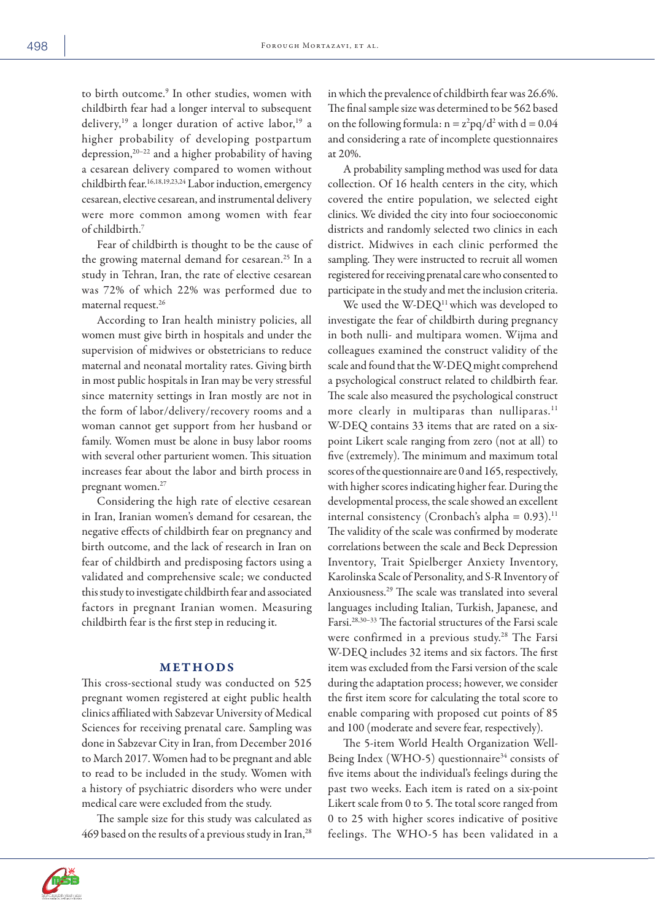to birth outcome.[9] In other studies, women with childbirth fear had a longer interval to subsequent delivery,[19] a longer duration of active labor,[19] a higher probability of developing postpartum depression,[20–22] and a higher probability of having a cesarean delivery compared to women without childbirth fear.[16,18,19,23,24] Labor induction, emergency cesarean, elective cesarean, and instrumental delivery were more common among women with fear of childbirth.[7]

Fear of childbirth is thought to be the cause of the growing maternal demand for cesarean.[25] In a study in Tehran, Iran, the rate of elective cesarean was 72% of which 22% was performed due to maternal request.[26]

According to Iran health ministry policies, all women must give birth in hospitals and under the supervision of midwives or obstetricians to reduce maternal and neonatal mortality rates. Giving birth in most public hospitals in Iran may be very stressful since maternity settings in Iran mostly are not in the form of labor/delivery/recovery rooms and a woman cannot get support from her husband or family. Women must be alone in busy labor rooms with several other parturient women. This situation increases fear about the labor and birth process in pregnant women.[27]

Considering the high rate of elective cesarean in Iran, Iranian women's demand for cesarean, the negative effects of childbirth fear on pregnancy and birth outcome, and the lack of research in Iran on fear of childbirth and predisposing factors using a validated and comprehensive scale; we conducted this study to investigate childbirth fear and associated factors in pregnant Iranian women. Measuring childbirth fear is the first step in reducing it.

## METHODS

This cross-sectional study was conducted on 525 pregnant women registered at eight public health clinics affiliated with Sabzevar University of Medical Sciences for receiving prenatal care. Sampling was done in Sabzevar City in Iran, from December 2016 to March 2017. Women had to be pregnant and able to read to be included in the study. Women with a history of psychiatric disorders who were under medical care were excluded from the study.

The sample size for this study was calculated as 469 based on the results of a previous study in Iran,[28] in which the prevalence of childbirth fear was 26.6%. The final sample size was determined to be 562 based on the following formula: $n = z^2pq/d^2$ with $d = 0.04$ and considering a rate of incomplete questionnaires at 20%.

A probability sampling method was used for data collection. Of 16 health centers in the city, which covered the entire population, we selected eight clinics. We divided the city into four socioeconomic districts and randomly selected two clinics in each district. Midwives in each clinic performed the sampling. They were instructed to recruit all women registered for receiving prenatal care who consented to participate in the study and met the inclusion criteria.

We used the W-DEQ[11] which was developed to investigate the fear of childbirth during pregnancy in both nulli- and multipara women. Wijma and colleagues examined the construct validity of the scale and found that the W-DEQ might comprehend a psychological construct related to childbirth fear. The scale also measured the psychological construct more clearly in multiparas than nulliparas.[11] W-DEQ contains 33 items that are rated on a six-point Likert scale ranging from zero (not at all) to five (extremely). The minimum and maximum total scores of the questionnaire are 0 and 165, respectively, with higher scores indicating higher fear. During the developmental process, the scale showed an excellent internal consistency (Cronbach's alpha = 0.93).[11] The validity of the scale was confirmed by moderate correlations between the scale and Beck Depression Inventory, Trait Spielberger Anxiety Inventory, Karolinska Scale of Personality, and S-R Inventory of Anxiousness.[29] The scale was translated into several languages including Italian, Turkish, Japanese, and Farsi.[28,30–33] The factorial structures of the Farsi scale were confirmed in a previous study.[28] The Farsi W-DEQ includes 32 items and six factors. The first item was excluded from the Farsi version of the scale during the adaptation process; however, we consider the first item score for calculating the total score to enable comparing with proposed cut points of 85 and 100 (moderate and severe fear, respectively).

The 5-item World Health Organization Well-Being Index (WHO-5) questionnaire[34] consists of five items about the individual's feelings during the past two weeks. Each item is rated on a six-point Likert scale from 0 to 5. The total score ranged from 0 to 25 with higher scores indicative of positive feelings. The WHO-5 has been validated in a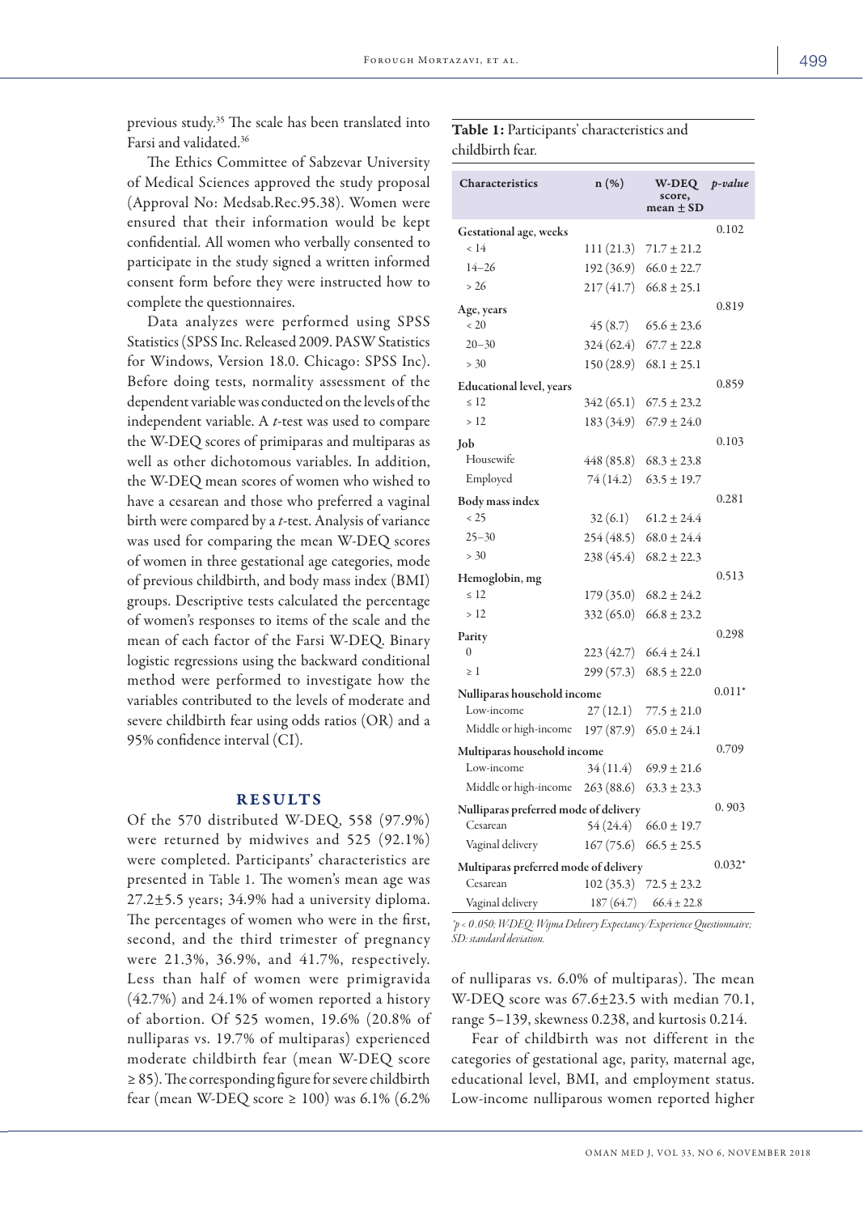previous study.[35] The scale has been translated into Farsi and validated.[36]

The Ethics Committee of Sabzevar University of Medical Sciences approved the study proposal (Approval No: Medsab.Rec.95.38). Women were ensured that their information would be kept confidential. All women who verbally consented to participate in the study signed a written informed consent form before they were instructed how to complete the questionnaires.

Data analyzes were performed using SPSS Statistics (SPSS Inc. Released 2009. PASW Statistics for Windows, Version 18.0. Chicago: SPSS Inc). Before doing tests, normality assessment of the dependent variable was conducted on the levels of the independent variable. A *t*-test was used to compare the W-DEQ scores of primiparas and multiparas as well as other dichotomous variables. In addition, the W-DEQ mean scores of women who wished to have a cesarean and those who preferred a vaginal birth were compared by a *t*-test. Analysis of variance was used for comparing the mean W-DEQ scores of women in three gestational age categories, mode of previous childbirth, and body mass index (BMI) groups. Descriptive tests calculated the percentage of women's responses to items of the scale and the mean of each factor of the Farsi W-DEQ. Binary logistic regressions using the backward conditional method were performed to investigate how the variables contributed to the levels of moderate and severe childbirth fear using odds ratios (OR) and a 95% confidence interval (CI).

## RESULTS

Of the 570 distributed W-DEQ, 558 (97.9%) were returned by midwives and 525 (92.1%) were completed. Participants' characteristics are presented in Table 1. The women's mean age was 27.2±5.5 years; 34.9% had a university diploma. The percentages of women who were in the first, second, and the third trimester of pregnancy were 21.3%, 36.9%, and 41.7%, respectively. Less than half of women were primigravida (42.7%) and 24.1% of women reported a history of abortion. Of 525 women, 19.6% (20.8% of nulliparas vs. 19.7% of multiparas) experienced moderate childbirth fear (mean W-DEQ score ≥ 85). The corresponding figure for severe childbirth fear (mean W-DEQ score ≥ 100) was 6.1% (6.2% of nulliparas vs. 6.0% of multiparas). The mean W-DEQ score was 67.6±23.5 with median 70.1, range 5–139, skewness 0.238, and kurtosis 0.214.

Fear of childbirth was not different in the categories of gestational age, parity, maternal age, educational level, BMI, and employment status. Low-income nulliparous women reported higher

**Table 1:** Participants' characteristics and childbirth fear.

| Characteristics | n (%) | W-DEQ score, mean ± SD | *p-value* |
|---|---|---|---|
| **Gestational age, weeks** | | | 0.102 |
| < 14 | 111 (21.3) | 71.7 ± 21.2 | |
| 14–26 | 192 (36.9) | 66.0 ± 22.7 | |
| > 26 | 217 (41.7) | 66.8 ± 25.1 | |
| **Age, years** | | | 0.819 |
| < 20 | 45 (8.7) | 65.6 ± 23.6 | |
| 20–30 | 324 (62.4) | 67.7 ± 22.8 | |
| > 30 | 150 (28.9) | 68.1 ± 25.1 | |
| **Educational level, years** | | | 0.859 |
| ≤ 12 | 342 (65.1) | 67.5 ± 23.2 | |
| > 12 | 183 (34.9) | 67.9 ± 24.0 | |
| **Job** | | | 0.103 |
| Housewife | 448 (85.8) | 68.3 ± 23.8 | |
| Employed | 74 (14.2) | 63.5 ± 19.7 | |
| **Body mass index** | | | 0.281 |
| < 25 | 32 (6.1) | 61.2 ± 24.4 | |
| 25–30 | 254 (48.5) | 68.0 ± 24.4 | |
| > 30 | 238 (45.4) | 68.2 ± 22.3 | |
| **Hemoglobin, mg** | | | 0.513 |
| ≤ 12 | 179 (35.0) | 68.2 ± 24.2 | |
| > 12 | 332 (65.0) | 66.8 ± 23.2 | |
| **Parity** | | | 0.298 |
| 0 | 223 (42.7) | 66.4 ± 24.1 | |
| ≥ 1 | 299 (57.3) | 68.5 ± 22.0 | |
| **Nulliparas household income** | | | 0.011* |
| Low-income | 27 (12.1) | 77.5 ± 21.0 | |
| Middle or high-income | 197 (87.9) | 65.0 ± 24.1 | |
| **Multiparas household income** | | | 0.709 |
| Low-income | 34 (11.4) | 69.9 ± 21.6 | |
| Middle or high-income | 263 (88.6) | 63.3 ± 23.3 | |
| **Nulliparas preferred mode of delivery** | | | 0. 903 |
| Cesarean | 54 (24.4) | 66.0 ± 19.7 | |
| Vaginal delivery | 167 (75.6) | 66.5 ± 25.5 | |
| **Multiparas preferred mode of delivery** | | | 0.032* |
| Cesarean | 102 (35.3) | 72.5 ± 23.2 | |
| Vaginal delivery | 187 (64.7) | 66.4 ± 22.8 | |

*$^{*}p < 0.050$; W-DEQ: Wijma Delivery Expectancy/Experience Questionnaire; SD: standard deviation.*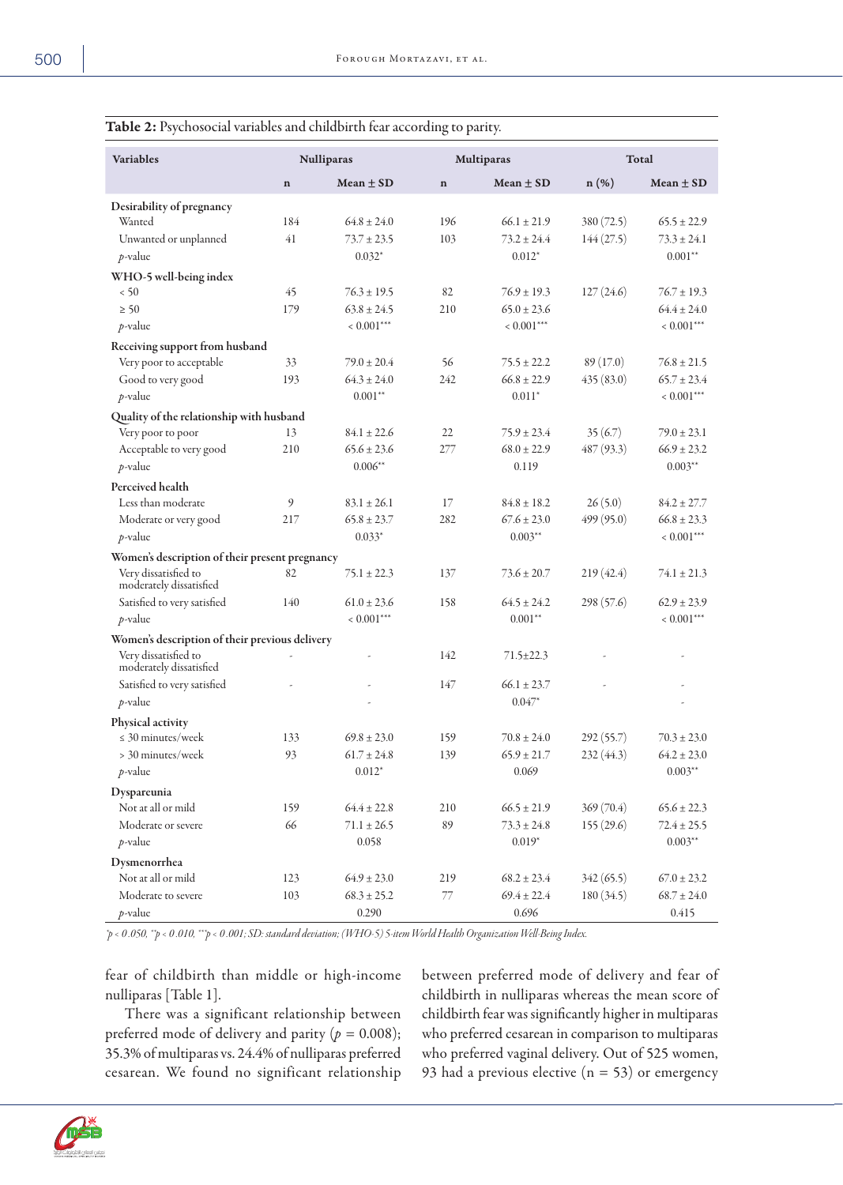**Table 2:** Psychosocial variables and childbirth fear according to parity.

| Variables | Nulliparas | | Multiparas | | Total | |
|---|---|---|---|---|---|---|
| | n | Mean ± SD | n | Mean ± SD | n (%) | Mean ± SD |
| **Desirability of pregnancy** | | | | | | |
| Wanted | 184 | 64.8 ± 24.0 | 196 | 66.1 ± 21.9 | 380 (72.5) | 65.5 ± 22.9 |
| Unwanted or unplanned | 41 | 73.7 ± 23.5 | 103 | 73.2 ± 24.4 | 144 (27.5) | 73.3 ± 24.1 |
| *p*-value | | 0.032* | | 0.012* | | 0.001** |
| **WHO-5 well-being index** | | | | | | |
| < 50 | 45 | 76.3 ± 19.5 | 82 | 76.9 ± 19.3 | 127 (24.6) | 76.7 ± 19.3 |
| ≥ 50 | 179 | 63.8 ± 24.5 | 210 | 65.0 ± 23.6 | | 64.4 ± 24.0 |
| *p*-value | | < 0.001*** | | < 0.001*** | | < 0.001*** |
| **Receiving support from husband** | | | | | | |
| Very poor to acceptable | 33 | 79.0 ± 20.4 | 56 | 75.5 ± 22.2 | 89 (17.0) | 76.8 ± 21.5 |
| Good to very good | 193 | 64.3 ± 24.0 | 242 | 66.8 ± 22.9 | 435 (83.0) | 65.7 ± 23.4 |
| *p*-value | | 0.001** | | 0.011* | | < 0.001*** |
| **Quality of the relationship with husband** | | | | | | |
| Very poor to poor | 13 | 84.1 ± 22.6 | 22 | 75.9 ± 23.4 | 35 (6.7) | 79.0 ± 23.1 |
| Acceptable to very good | 210 | 65.6 ± 23.6 | 277 | 68.0 ± 22.9 | 487 (93.3) | 66.9 ± 23.2 |
| *p*-value | | 0.006** | | 0.119 | | 0.003** |
| **Perceived health** | | | | | | |
| Less than moderate | 9 | 83.1 ± 26.1 | 17 | 84.8 ± 18.2 | 26 (5.0) | 84.2 ± 27.7 |
| Moderate or very good | 217 | 65.8 ± 23.7 | 282 | 67.6 ± 23.0 | 499 (95.0) | 66.8 ± 23.3 |
| *p*-value | | 0.033* | | 0.003** | | < 0.001*** |
| **Women's description of their present pregnancy** | | | | | | |
| Very dissatisfied to moderately dissatisfied | 82 | 75.1 ± 22.3 | 137 | 73.6 ± 20.7 | 219 (42.4) | 74.1 ± 21.3 |
| Satisfied to very satisfied | 140 | 61.0 ± 23.6 | 158 | 64.5 ± 24.2 | 298 (57.6) | 62.9 ± 23.9 |
| *p*-value | | < 0.001*** | | 0.001** | | < 0.001*** |
| **Women's description of their previous delivery** | | | | | | |
| Very dissatisfied to moderately dissatisfied | - | - | 142 | 71.5±22.3 | - | - |
| Satisfied to very satisfied | - | - | 147 | 66.1 ± 23.7 | - | - |
| *p*-value | | - | | 0.047* | | - |
| **Physical activity** | | | | | | |
| ≤ 30 minutes/week | 133 | 69.8 ± 23.0 | 159 | 70.8 ± 24.0 | 292 (55.7) | 70.3 ± 23.0 |
| > 30 minutes/week | 93 | 61.7 ± 24.8 | 139 | 65.9 ± 21.7 | 232 (44.3) | 64.2 ± 23.0 |
| *p*-value | | 0.012* | | 0.069 | | 0.003** |
| **Dyspareunia** | | | | | | |
| Not at all or mild | 159 | 64.4 ± 22.8 | 210 | 66.5 ± 21.9 | 369 (70.4) | 65.6 ± 22.3 |
| Moderate or severe | 66 | 71.1 ± 26.5 | 89 | 73.3 ± 24.8 | 155 (29.6) | 72.4 ± 25.5 |
| *p*-value | | 0.058 | | 0.019* | | 0.003** |
| **Dysmenorrhea** | | | | | | |
| Not at all or mild | 123 | 64.9 ± 23.0 | 219 | 68.2 ± 23.4 | 342 (65.5) | 67.0 ± 23.2 |
| Moderate to severe | 103 | 68.3 ± 25.2 | 77 | 69.4 ± 22.4 | 180 (34.5) | 68.7 ± 24.0 |
| *p*-value | | 0.290 | | 0.696 | | 0.415 |

*\*p < 0.050, \*\*p < 0.010, \*\*\*p < 0.001; SD: standard deviation; (WHO-5) 5-item World Health Organization Well-Being Index.*

fear of childbirth than middle or high-income nulliparas [Table 1].

There was a significant relationship between preferred mode of delivery and parity ($p = 0.008$); 35.3% of multiparas vs. 24.4% of nulliparas preferred cesarean. We found no significant relationship between preferred mode of delivery and fear of childbirth in nulliparas whereas the mean score of childbirth fear was significantly higher in multiparas who preferred cesarean in comparison to multiparas who preferred vaginal delivery. Out of 525 women, 93 had a previous elective (n = 53) or emergency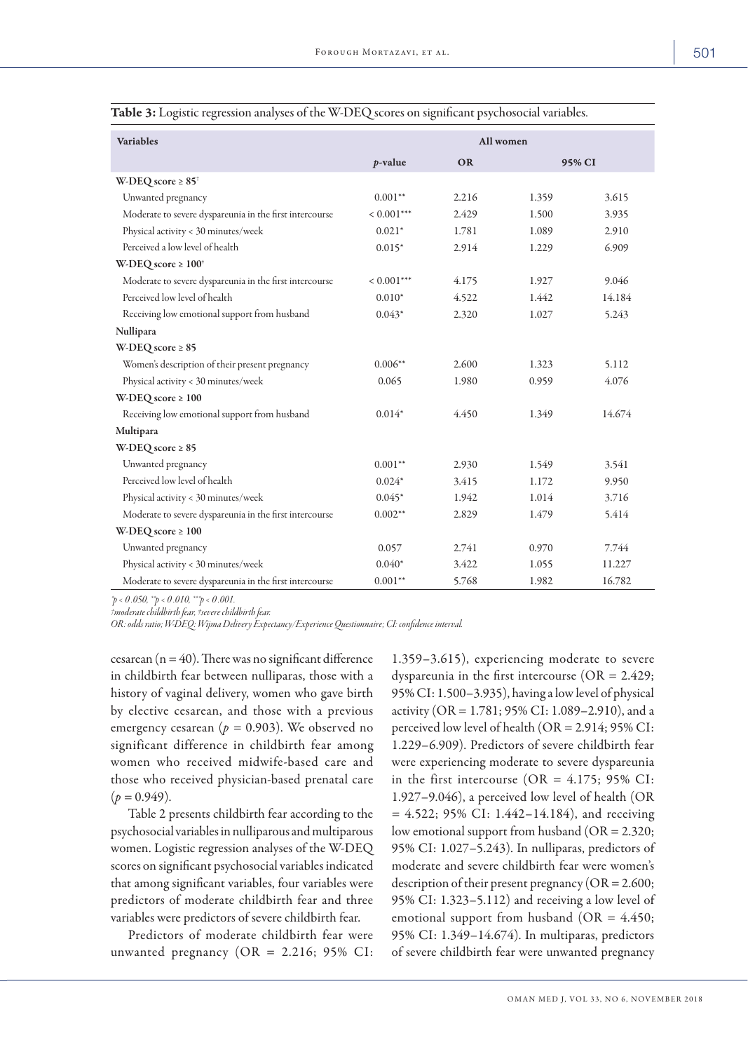Table 3: Logistic regression analyses of the W-DEQ scores on significant psychosocial variables.

| Variables | All women | | | |
|---|---|---|---|---|
| | *p*-value | OR | 95% CI | |
| W-DEQ score ≥ 85[†] | | | | |
| Unwanted pregnancy | 0.001** | 2.216 | 1.359 | 3.615 |
| Moderate to severe dyspareunia in the first intercourse | < 0.001*** | 2.429 | 1.500 | 3.935 |
| Physical activity < 30 minutes/week | 0.021* | 1.781 | 1.089 | 2.910 |
| Perceived a low level of health | 0.015* | 2.914 | 1.229 | 6.909 |
| W-DEQ score ≥ 100[‡] | | | | |
| Moderate to severe dyspareunia in the first intercourse | < 0.001*** | 4.175 | 1.927 | 9.046 |
| Perceived low level of health | 0.010* | 4.522 | 1.442 | 14.184 |
| Receiving low emotional support from husband | 0.043* | 2.320 | 1.027 | 5.243 |
| Nullipara | | | | |
| W-DEQ score ≥ 85 | | | | |
| Women's description of their present pregnancy | 0.006** | 2.600 | 1.323 | 5.112 |
| Physical activity < 30 minutes/week | 0.065 | 1.980 | 0.959 | 4.076 |
| W-DEQ score ≥ 100 | | | | |
| Receiving low emotional support from husband | 0.014* | 4.450 | 1.349 | 14.674 |
| Multipara | | | | |
| W-DEQ score ≥ 85 | | | | |
| Unwanted pregnancy | 0.001** | 2.930 | 1.549 | 3.541 |
| Perceived low level of health | 0.024* | 3.415 | 1.172 | 9.950 |
| Physical activity < 30 minutes/week | 0.045* | 1.942 | 1.014 | 3.716 |
| Moderate to severe dyspareunia in the first intercourse | 0.002** | 2.829 | 1.479 | 5.414 |
| W-DEQ score ≥ 100 | | | | |
| Unwanted pregnancy | 0.057 | 2.741 | 0.970 | 7.744 |
| Physical activity < 30 minutes/week | 0.040* | 3.422 | 1.055 | 11.227 |
| Moderate to severe dyspareunia in the first intercourse | 0.001** | 5.768 | 1.982 | 16.782 |

*$p < 0.050$, **$p < 0.010$, ***$p < 0.001$.
†moderate childbirth fear, ‡severe childbirth fear.
OR: odds ratio; W-DEQ: Wijma Delivery Expectancy/Experience Questionnaire; CI: confidence interval.

cesarean (n = 40). There was no significant difference in childbirth fear between nulliparas, those with a history of vaginal delivery, women who gave birth by elective cesarean, and those with a previous emergency cesarean ($p = 0.903$). We observed no significant difference in childbirth fear among women who received midwife-based care and those who received physician-based prenatal care ($p = 0.949$).

Table 2 presents childbirth fear according to the psychosocial variables in nulliparous and multiparous women. Logistic regression analyses of the W-DEQ scores on significant psychosocial variables indicated that among significant variables, four variables were predictors of moderate childbirth fear and three variables were predictors of severe childbirth fear.

Predictors of moderate childbirth fear were unwanted pregnancy (OR = 2.216; 95% CI: 1.359–3.615), experiencing moderate to severe dyspareunia in the first intercourse (OR = 2.429; 95% CI: 1.500–3.935), having a low level of physical activity (OR = 1.781; 95% CI: 1.089–2.910), and a perceived low level of health (OR = 2.914; 95% CI: 1.229–6.909). Predictors of severe childbirth fear were experiencing moderate to severe dyspareunia in the first intercourse (OR = 4.175; 95% CI: 1.927–9.046), a perceived low level of health (OR = 4.522; 95% CI: 1.442–14.184), and receiving low emotional support from husband (OR = 2.320; 95% CI: 1.027–5.243). In nulliparas, predictors of moderate and severe childbirth fear were women's description of their present pregnancy (OR = 2.600; 95% CI: 1.323–5.112) and receiving a low level of emotional support from husband (OR = 4.450; 95% CI: 1.349–14.674). In multiparas, predictors of severe childbirth fear were unwanted pregnancy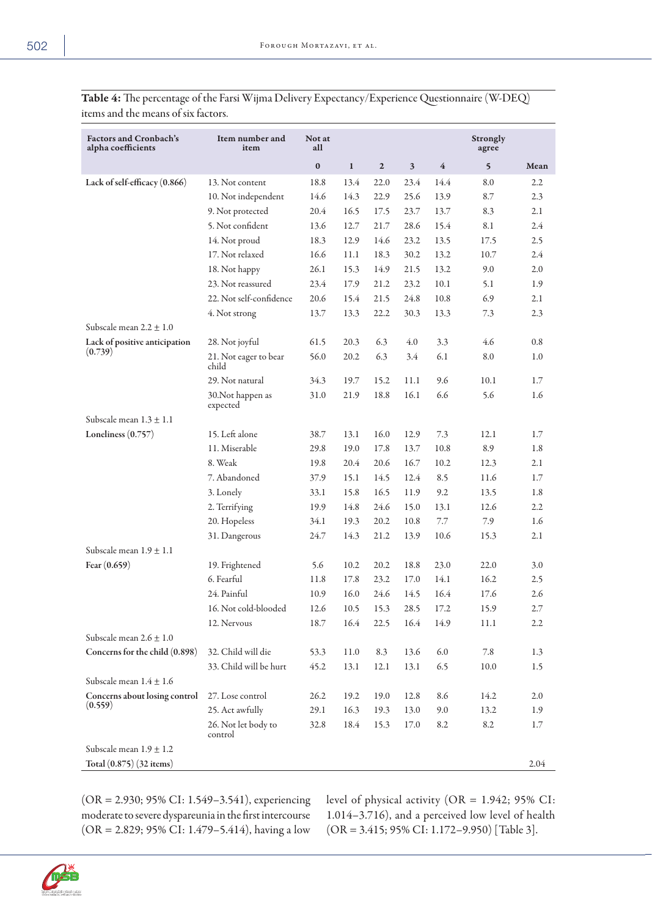**Table 4:** The percentage of the Farsi Wijma Delivery Expectancy/Experience Questionnaire (W-DEQ) items and the means of six factors.

| Factors and Cronbach's alpha coefficients | Item number and item | Not at all | | | | | Strongly agree | |
|---|---|---|---|---|---|---|---|---|
| | | 0 | 1 | 2 | 3 | 4 | 5 | Mean |
| Lack of self-efficacy (0.866) | 13. Not content | 18.8 | 13.4 | 22.0 | 23.4 | 14.4 | 8.0 | 2.2 |
| | 10. Not independent | 14.6 | 14.3 | 22.9 | 25.6 | 13.9 | 8.7 | 2.3 |
| | 9. Not protected | 20.4 | 16.5 | 17.5 | 23.7 | 13.7 | 8.3 | 2.1 |
| | 5. Not confident | 13.6 | 12.7 | 21.7 | 28.6 | 15.4 | 8.1 | 2.4 |
| | 14. Not proud | 18.3 | 12.9 | 14.6 | 23.2 | 13.5 | 17.5 | 2.5 |
| | 17. Not relaxed | 16.6 | 11.1 | 18.3 | 30.2 | 13.2 | 10.7 | 2.4 |
| | 18. Not happy | 26.1 | 15.3 | 14.9 | 21.5 | 13.2 | 9.0 | 2.0 |
| | 23. Not reassured | 23.4 | 17.9 | 21.2 | 23.2 | 10.1 | 5.1 | 1.9 |
| | 22. Not self-confidence | 20.6 | 15.4 | 21.5 | 24.8 | 10.8 | 6.9 | 2.1 |
| | 4. Not strong | 13.7 | 13.3 | 22.2 | 30.3 | 13.3 | 7.3 | 2.3 |
| Subscale mean 2.2 ± 1.0 | | | | | | | | |
| Lack of positive anticipation (0.739) | 28. Not joyful | 61.5 | 20.3 | 6.3 | 4.0 | 3.3 | 4.6 | 0.8 |
| | 21. Not eager to bear child | 56.0 | 20.2 | 6.3 | 3.4 | 6.1 | 8.0 | 1.0 |
| | 29. Not natural | 34.3 | 19.7 | 15.2 | 11.1 | 9.6 | 10.1 | 1.7 |
| | 30.Not happen as expected | 31.0 | 21.9 | 18.8 | 16.1 | 6.6 | 5.6 | 1.6 |
| Subscale mean 1.3 ± 1.1 | | | | | | | | |
| Loneliness (0.757) | 15. Left alone | 38.7 | 13.1 | 16.0 | 12.9 | 7.3 | 12.1 | 1.7 |
| | 11. Miserable | 29.8 | 19.0 | 17.8 | 13.7 | 10.8 | 8.9 | 1.8 |
| | 8. Weak | 19.8 | 20.4 | 20.6 | 16.7 | 10.2 | 12.3 | 2.1 |
| | 7. Abandoned | 37.9 | 15.1 | 14.5 | 12.4 | 8.5 | 11.6 | 1.7 |
| | 3. Lonely | 33.1 | 15.8 | 16.5 | 11.9 | 9.2 | 13.5 | 1.8 |
| | 2. Terrifying | 19.9 | 14.8 | 24.6 | 15.0 | 13.1 | 12.6 | 2.2 |
| | 20. Hopeless | 34.1 | 19.3 | 20.2 | 10.8 | 7.7 | 7.9 | 1.6 |
| | 31. Dangerous | 24.7 | 14.3 | 21.2 | 13.9 | 10.6 | 15.3 | 2.1 |
| Subscale mean 1.9 ± 1.1 | | | | | | | | |
| Fear (0.659) | 19. Frightened | 5.6 | 10.2 | 20.2 | 18.8 | 23.0 | 22.0 | 3.0 |
| | 6. Fearful | 11.8 | 17.8 | 23.2 | 17.0 | 14.1 | 16.2 | 2.5 |
| | 24. Painful | 10.9 | 16.0 | 24.6 | 14.5 | 16.4 | 17.6 | 2.6 |
| | 16. Not cold-blooded | 12.6 | 10.5 | 15.3 | 28.5 | 17.2 | 15.9 | 2.7 |
| | 12. Nervous | 18.7 | 16.4 | 22.5 | 16.4 | 14.9 | 11.1 | 2.2 |
| Subscale mean 2.6 ± 1.0 | | | | | | | | |
| Concerns for the child (0.898) | 32. Child will die | 53.3 | 11.0 | 8.3 | 13.6 | 6.0 | 7.8 | 1.3 |
| | 33. Child will be hurt | 45.2 | 13.1 | 12.1 | 13.1 | 6.5 | 10.0 | 1.5 |
| Subscale mean 1.4 ± 1.6 | | | | | | | | |
| Concerns about losing control (0.559) | 27. Lose control | 26.2 | 19.2 | 19.0 | 12.8 | 8.6 | 14.2 | 2.0 |
| | 25. Act awfully | 29.1 | 16.3 | 19.3 | 13.0 | 9.0 | 13.2 | 1.9 |
| | 26. Not let body to control | 32.8 | 18.4 | 15.3 | 17.0 | 8.2 | 8.2 | 1.7 |
| Subscale mean 1.9 ± 1.2 | | | | | | | | |
| Total (0.875) (32 items) | | | | | | | | 2.04 |

(OR = 2.930; 95% CI: 1.549–3.541), experiencing moderate to severe dyspareunia in the first intercourse (OR = 2.829; 95% CI: 1.479–5.414), having a low level of physical activity (OR = 1.942; 95% CI: 1.014–3.716), and a perceived low level of health (OR = 3.415; 95% CI: 1.172–9.950) [Table 3].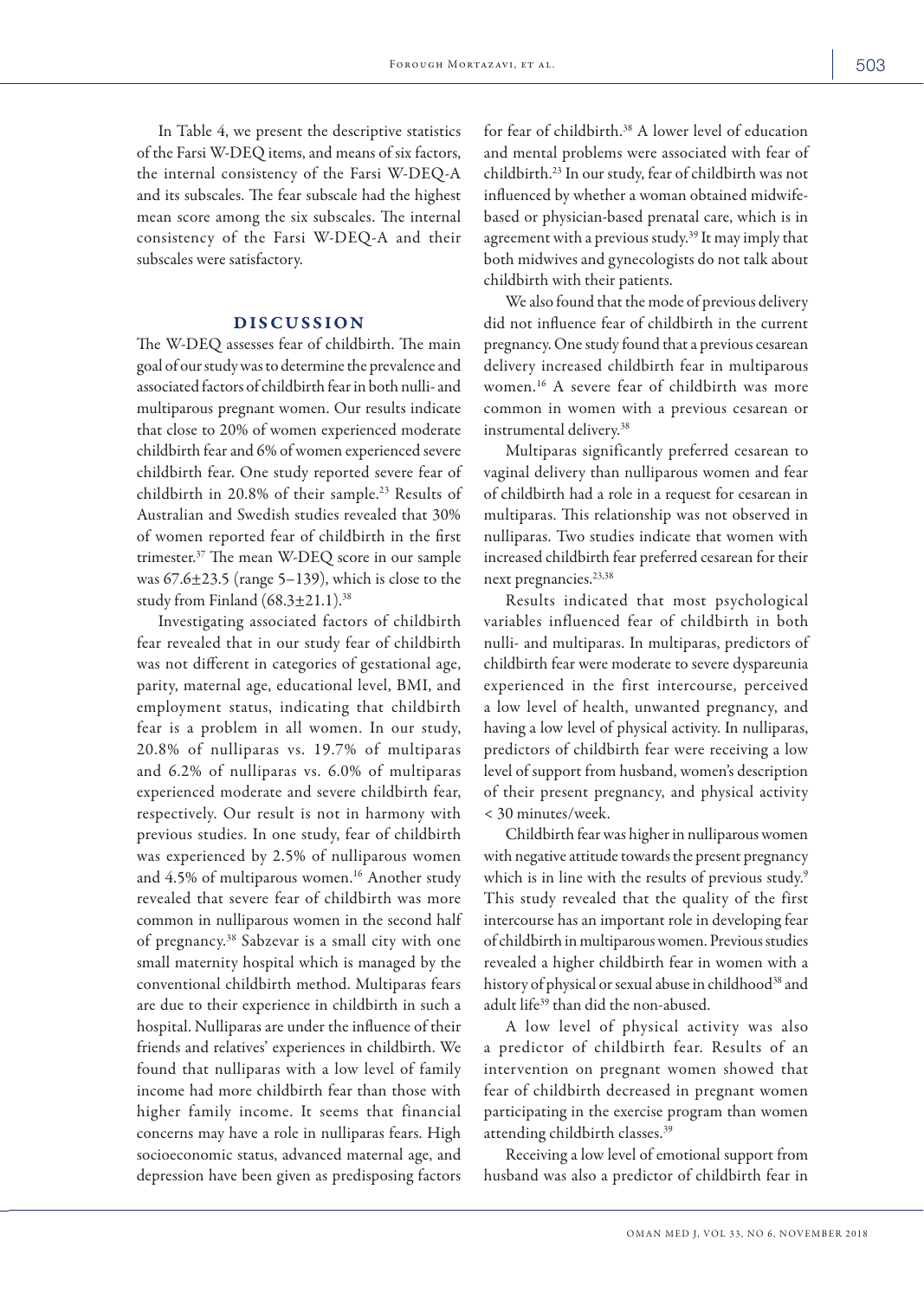In Table 4, we present the descriptive statistics of the Farsi W-DEQ items, and means of six factors, the internal consistency of the Farsi W-DEQ-A and its subscales. The fear subscale had the highest mean score among the six subscales. The internal consistency of the Farsi W-DEQ-A and their subscales were satisfactory.

## DISCUSSION

The W-DEQ assesses fear of childbirth. The main goal of our study was to determine the prevalence and associated factors of childbirth fear in both nulli- and multiparous pregnant women. Our results indicate that close to 20% of women experienced moderate childbirth fear and 6% of women experienced severe childbirth fear. One study reported severe fear of childbirth in 20.8% of their sample.[23] Results of Australian and Swedish studies revealed that 30% of women reported fear of childbirth in the first trimester.[37] The mean W-DEQ score in our sample was 67.6±23.5 (range 5–139), which is close to the study from Finland (68.3±21.1).[38]

Investigating associated factors of childbirth fear revealed that in our study fear of childbirth was not different in categories of gestational age, parity, maternal age, educational level, BMI, and employment status, indicating that childbirth fear is a problem in all women. In our study, 20.8% of nulliparas vs. 19.7% of multiparas and 6.2% of nulliparas vs. 6.0% of multiparas experienced moderate and severe childbirth fear, respectively. Our result is not in harmony with previous studies. In one study, fear of childbirth was experienced by 2.5% of nulliparous women and 4.5% of multiparous women.[16] Another study revealed that severe fear of childbirth was more common in nulliparous women in the second half of pregnancy.[38] Sabzevar is a small city with one small maternity hospital which is managed by the conventional childbirth method. Multiparas fears are due to their experience in childbirth in such a hospital. Nulliparas are under the influence of their friends and relatives' experiences in childbirth. We found that nulliparas with a low level of family income had more childbirth fear than those with higher family income. It seems that financial concerns may have a role in nulliparas fears. High socioeconomic status, advanced maternal age, and depression have been given as predisposing factors for fear of childbirth.[38] A lower level of education and mental problems were associated with fear of childbirth.[23] In our study, fear of childbirth was not influenced by whether a woman obtained midwife-based or physician-based prenatal care, which is in agreement with a previous study.[39] It may imply that both midwives and gynecologists do not talk about childbirth with their patients.

We also found that the mode of previous delivery did not influence fear of childbirth in the current pregnancy. One study found that a previous cesarean delivery increased childbirth fear in multiparous women.[16] A severe fear of childbirth was more common in women with a previous cesarean or instrumental delivery.[38]

Multiparas significantly preferred cesarean to vaginal delivery than nulliparous women and fear of childbirth had a role in a request for cesarean in multiparas. This relationship was not observed in nulliparas. Two studies indicate that women with increased childbirth fear preferred cesarean for their next pregnancies.[23,38]

Results indicated that most psychological variables influenced fear of childbirth in both nulli- and multiparas. In multiparas, predictors of childbirth fear were moderate to severe dyspareunia experienced in the first intercourse, perceived a low level of health, unwanted pregnancy, and having a low level of physical activity. In nulliparas, predictors of childbirth fear were receiving a low level of support from husband, women's description of their present pregnancy, and physical activity < 30 minutes/week.

Childbirth fear was higher in nulliparous women with negative attitude towards the present pregnancy which is in line with the results of previous study.[9] This study revealed that the quality of the first intercourse has an important role in developing fear of childbirth in multiparous women. Previous studies revealed a higher childbirth fear in women with a history of physical or sexual abuse in childhood[38] and adult life[39] than did the non-abused.

A low level of physical activity was also a predictor of childbirth fear. Results of an intervention on pregnant women showed that fear of childbirth decreased in pregnant women participating in the exercise program than women attending childbirth classes.[39]

Receiving a low level of emotional support from husband was also a predictor of childbirth fear in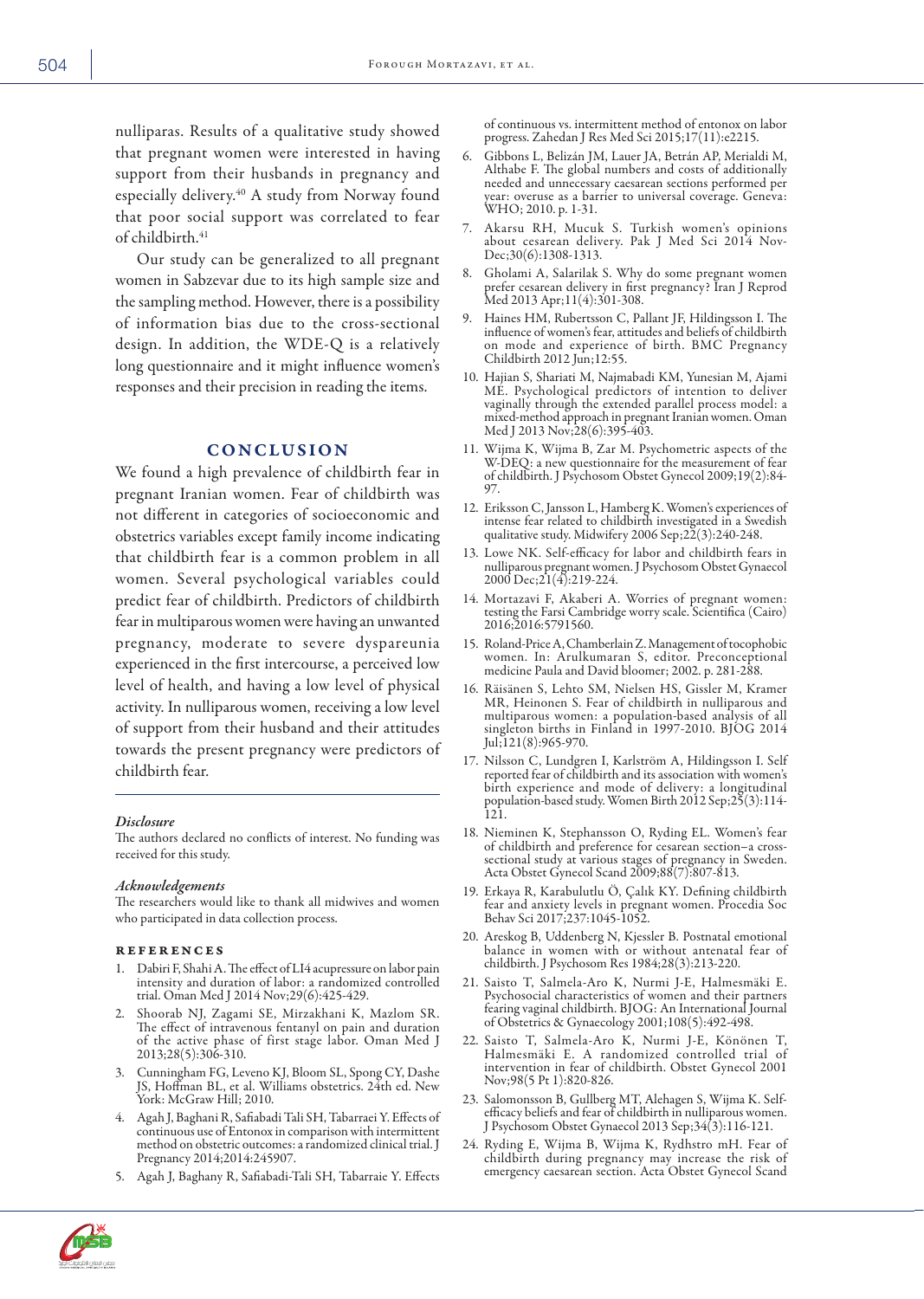nulliparas. Results of a qualitative study showed that pregnant women were interested in having support from their husbands in pregnancy and especially delivery.[40] A study from Norway found that poor social support was correlated to fear of childbirth.[41]

Our study can be generalized to all pregnant women in Sabzevar due to its high sample size and the sampling method. However, there is a possibility of information bias due to the cross-sectional design. In addition, the WDE-Q is a relatively long questionnaire and it might influence women's responses and their precision in reading the items.

## CONCLUSION

We found a high prevalence of childbirth fear in pregnant Iranian women. Fear of childbirth was not different in categories of socioeconomic and obstetrics variables except family income indicating that childbirth fear is a common problem in all women. Several psychological variables could predict fear of childbirth. Predictors of childbirth fear in multiparous women were having an unwanted pregnancy, moderate to severe dyspareunia experienced in the first intercourse, a perceived low level of health, and having a low level of physical activity. In nulliparous women, receiving a low level of support from their husband and their attitudes towards the present pregnancy were predictors of childbirth fear.

### *Disclosure*

The authors declared no conflicts of interest. No funding was received for this study.

### *Acknowledgements*

The researchers would like to thank all midwives and women who participated in data collection process.

### REFERENCES

1. Dabiri F, Shahi A. The effect of LI4 acupressure on labor pain intensity and duration of labor: a randomized controlled trial. Oman Med J 2014 Nov;29(6):425-429.
2. Shoorab NJ, Zagami SE, Mirzakhani K, Mazlom SR. The effect of intravenous fentanyl on pain and duration of the active phase of first stage labor. Oman Med J 2013;28(5):306-310.
3. Cunningham FG, Leveno KJ, Bloom SL, Spong CY, Dashe JS, Hoffman BL, et al. Williams obstetrics. 24th ed. New York: McGraw Hill; 2010.
4. Agah J, Baghani R, Safiabadi Tali SH, Tabarraei Y. Effects of continuous use of Entonox in comparison with intermittent method on obstetric outcomes: a randomized clinical trial. J Pregnancy 2014;2014:245907.
5. Agah J, Baghany R, Safiabadi-Tali SH, Tabarraie Y. Effects of continuous vs. intermittent method of entonox on labor progress. Zahedan J Res Med Sci 2015;17(11):e2215.
6. Gibbons L, Belizán JM, Lauer JA, Betrán AP, Merialdi M, Althabe F. The global numbers and costs of additionally needed and unnecessary caesarean sections performed per year: overuse as a barrier to universal coverage. Geneva: WHO; 2010. p. 1-31.
7. Akarsu RH, Mucuk S. Turkish women's opinions about cesarean delivery. Pak J Med Sci 2014 Nov-Dec;30(6):1308-1313.
8. Gholami A, Salarilak S. Why do some pregnant women prefer cesarean delivery in first pregnancy? Iran J Reprod Med 2013 Apr;11(4):301-308.
9. Haines HM, Rubertsson C, Pallant JF, Hildingsson I. The influence of women's fear, attitudes and beliefs of childbirth on mode and experience of birth. BMC Pregnancy Childbirth 2012 Jun;12:55.
10. Hajian S, Shariati M, Najmabadi KM, Yunesian M, Ajami ME. Psychological predictors of intention to deliver vaginally through the extended parallel process model: a mixed-method approach in pregnant Iranian women. Oman Med J 2013 Nov;28(6):395-403.
11. Wijma K, Wijma B, Zar M. Psychometric aspects of the W-DEQ: a new questionnaire for the measurement of fear of childbirth. J Psychosom Obstet Gynecol 2009;19(2):84-97.
12. Eriksson C, Jansson L, Hamberg K. Women's experiences of intense fear related to childbirth investigated in a Swedish qualitative study. Midwifery 2006 Sep;22(3):240-248.
13. Lowe NK. Self-efficacy for labor and childbirth fears in nulliparous pregnant women. J Psychosom Obstet Gynaecol 2000 Dec;21(4):219-224.
14. Mortazavi F, Akaberi A. Worries of pregnant women: testing the Farsi Cambridge worry scale. Scientifica (Cairo) 2016;2016:5791560.
15. Roland-Price A, Chamberlain Z. Management of tocophobic women. In: Arulkumaran S, editor. Preconceptional medicine Paula and David bloomer; 2002. p. 281-288.
16. Räisänen S, Lehto SM, Nielsen HS, Gissler M, Kramer MR, Heinonen S. Fear of childbirth in nulliparous and multiparous women: a population-based analysis of all singleton births in Finland in 1997-2010. BJOG 2014 Jul;121(8):965-970.
17. Nilsson C, Lundgren I, Karlström A, Hildingsson I. Self reported fear of childbirth and its association with women's birth experience and mode of delivery: a longitudinal population-based study. Women Birth 2012 Sep;25(3):114-121.
18. Nieminen K, Stephansson O, Ryding EL. Women's fear of childbirth and preference for cesarean section–a cross-sectional study at various stages of pregnancy in Sweden. Acta Obstet Gynecol Scand 2009;88(7):807-813.
19. Erkaya R, Karabulutlu Ö, Çalık KY. Defining childbirth fear and anxiety levels in pregnant women. Procedia Soc Behav Sci 2017;237:1045-1052.
20. Areskog B, Uddenberg N, Kjessler B. Postnatal emotional balance in women with or without antenatal fear of childbirth. J Psychosom Res 1984;28(3):213-220.
21. Saisto T, Salmela-Aro K, Nurmi J-E, Halmesmäki E. Psychosocial characteristics of women and their partners fearing vaginal childbirth. BJOG: An International Journal of Obstetrics & Gynaecology 2001;108(5):492-498.
22. Saisto T, Salmela-Aro K, Nurmi J-E, Könönen T, Halmesmäki E. A randomized controlled trial of intervention in fear of childbirth. Obstet Gynecol 2001 Nov;98(5 Pt 1):820-826.
23. Salomonsson B, Gullberg MT, Alehagen S, Wijma K. Self-efficacy beliefs and fear of childbirth in nulliparous women. J Psychosom Obstet Gynaecol 2013 Sep;34(3):116-121.
24. Ryding E, Wijma B, Wijma K, Rydhstro mH. Fear of childbirth during pregnancy may increase the risk of emergency caesarean section. Acta Obstet Gynecol Scand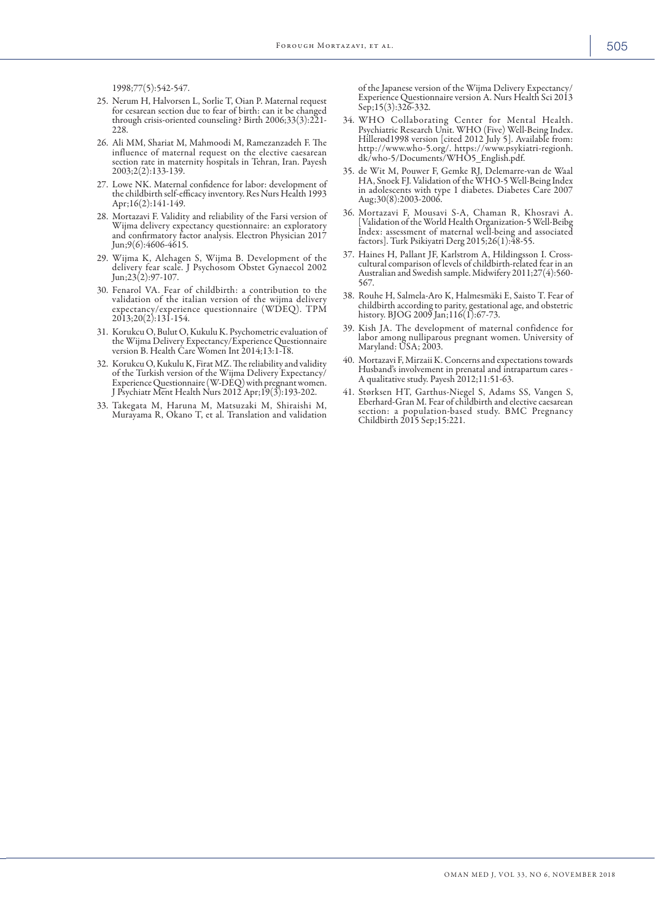1998;77(5):542-547.

25. Nerum H, Halvorsen L, Sorlie T, Oian P. Maternal request for cesarean section due to fear of birth: can it be changed through crisis-oriented counseling? Birth 2006;33(3):221-228.
26. Ali MM, Shariat M, Mahmoodi M, Ramezanzadeh F. The influence of maternal request on the elective caesarean section rate in maternity hospitals in Tehran, Iran. Payesh 2003;2(2):133-139.
27. Lowe NK. Maternal confidence for labor: development of the childbirth self-efficacy inventory. Res Nurs Health 1993 Apr;16(2):141-149.
28. Mortazavi F. Validity and reliability of the Farsi version of Wijma delivery expectancy questionnaire: an exploratory and confirmatory factor analysis. Electron Physician 2017 Jun;9(6):4606-4615.
29. Wijma K, Alehagen S, Wijma B. Development of the delivery fear scale. J Psychosom Obstet Gynaecol 2002 Jun;23(2):97-107.
30. Fenarol VA. Fear of childbirth: a contribution to the validation of the italian version of the wijma delivery expectancy/experience questionnaire (WDEQ). TPM 2013;20(2):131-154.
31. Korukcu O, Bulut O, Kukulu K. Psychometric evaluation of the Wijma Delivery Expectancy/Experience Questionnaire version B. Health Care Women Int 2014;13:1-18.
32. Korukcu O, Kukulu K, Firat MZ. The reliability and validity of the Turkish version of the Wijma Delivery Expectancy/Experience Questionnaire (W-DEQ) with pregnant women. J Psychiatr Ment Health Nurs 2012 Apr;19(3):193-202.
33. Takegata M, Haruna M, Matsuzaki M, Shiraishi M, Murayama R, Okano T, et al. Translation and validation of the Japanese version of the Wijma Delivery Expectancy/Experience Questionnaire version A. Nurs Health Sci 2013 Sep;15(3):326-332.
34. WHO Collaborating Center for Mental Health. Psychiatric Research Unit. WHO (Five) Well-Being Index. Hillerød1998 version [cited 2012 July 5]. Available from: http://www.who-5.org/. https://www.psykiatri-regionh.dk/who-5/Documents/WHO5_English.pdf.
35. de Wit M, Pouwer F, Gemke RJ, Delemarre-van de Waal HA, Snoek FJ. Validation of the WHO-5 Well-Being Index in adolescents with type 1 diabetes. Diabetes Care 2007 Aug;30(8):2003-2006.
36. Mortazavi F, Mousavi S-A, Chaman R, Khosravi A. [Validation of the World Health Organization-5 Well-Beibg Index: assessment of maternal well-being and associated factors]. Turk Psikiyatri Derg 2015;26(1):48-55.
37. Haines H, Pallant JF, Karlstrom A, Hildingsson I. Cross-cultural comparison of levels of childbirth-related fear in an Australian and Swedish sample. Midwifery 2011;27(4):560-567.
38. Rouhe H, Salmela-Aro K, Halmesmäki E, Saisto T. Fear of childbirth according to parity, gestational age, and obstetric history. BJOG 2009 Jan;116(1):67-73.
39. Kish JA. The development of maternal confidence for labor among nulliparous pregnant women. University of Maryland: USA; 2003.
40. Mortazavi F, Mirzaii K. Concerns and expectations towards Husband's involvement in prenatal and intrapartum cares - A qualitative study. Payesh 2012;11:51-63.
41. Størksen HT, Garthus-Niegel S, Adams SS, Vangen S, Eberhard-Gran M. Fear of childbirth and elective caesarean section: a population-based study. BMC Pregnancy Childbirth 2015 Sep;15:221.